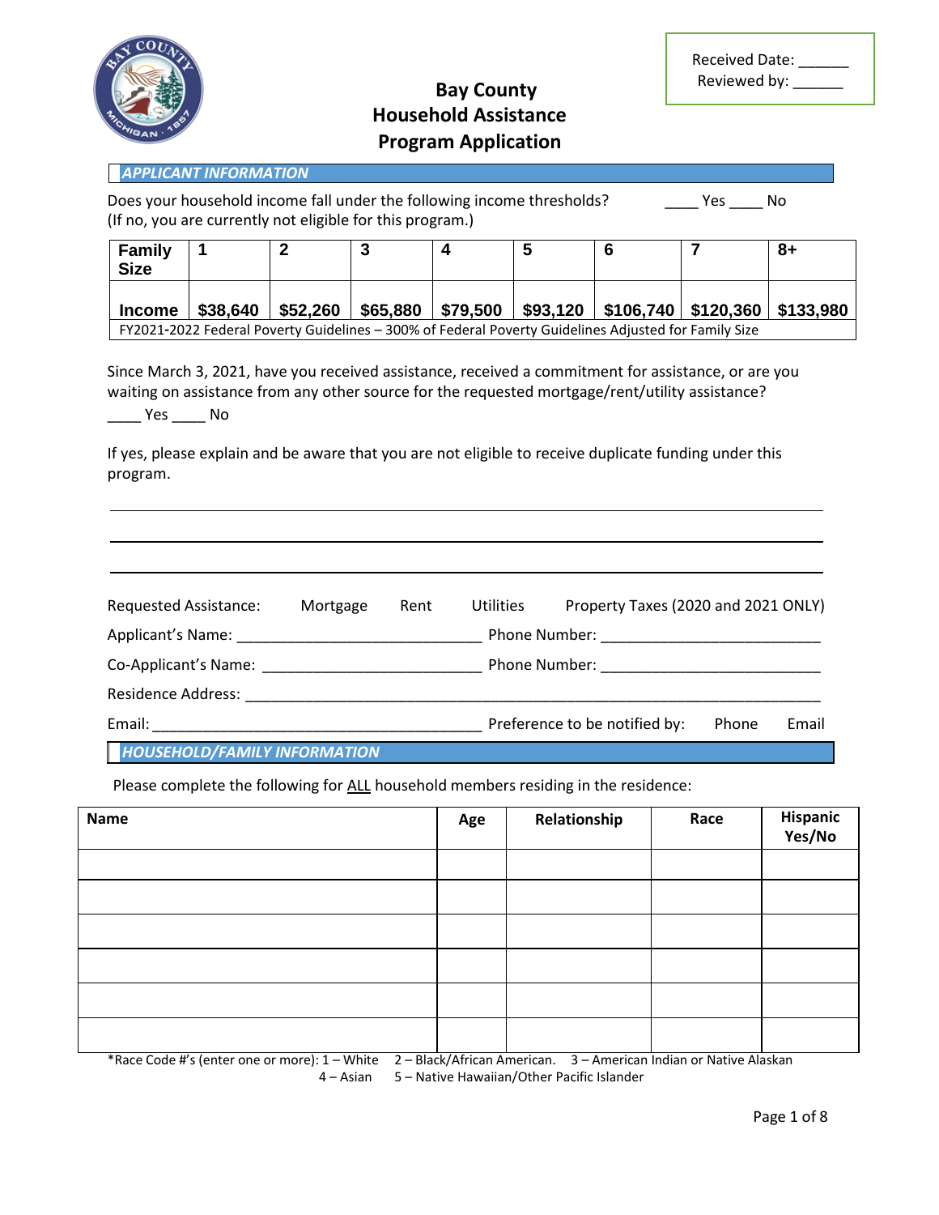Received Date: ______
Reviewed by: ______

# Bay County Household Assistance Program Application

## *APPLICANT INFORMATION*

Does your household income fall under the following income thresholds? ____ Yes ____ No
(If no, you are currently not eligible for this program.)

| **Family Size** | **1** | **2** | **3** | **4** | **5** | **6** | **7** | **8+** |
|---|---|---|---|---|---|---|---|---|
| **Income** | **$38,640** | **$52,260** | **$65,880** | **$79,500** | **$93,120** | **$106,740** | **$120,360** | **$133,980** |
| FY2021-2022 Federal Poverty Guidelines – 300% of Federal Poverty Guidelines Adjusted for Family Size | | | | | | | | |

Since March 3, 2021, have you received assistance, received a commitment for assistance, or are you waiting on assistance from any other source for the requested mortgage/rent/utility assistance?
____ Yes ____ No

If yes, please explain and be aware that you are not eligible to receive duplicate funding under this program.

______________________________________________________________________________

______________________________________________________________________________

______________________________________________________________________________

Requested Assistance: Mortgage Rent Utilities Property Taxes (2020 and 2021 ONLY)

Applicant's Name: ____________________________ Phone Number: _________________________

Co-Applicant's Name: _________________________ Phone Number: _________________________

Residence Address: ______________________________________________________________________

Email: ______________________________________ Preference to be notified by: Phone Email

## *HOUSEHOLD/FAMILY INFORMATION*

Please complete the following for ALL household members residing in the residence:

| Name | Age | Relationship | Race | Hispanic Yes/No |
|---|---|---|---|---|
| | | | | |
| | | | | |
| | | | | |
| | | | | |
| | | | | |
| | | | | |

*Race Code #'s (enter one or more): 1 – White 2 – Black/African American. 3 – American Indian or Native Alaskan
4 – Asian 5 – Native Hawaiian/Other Pacific Islander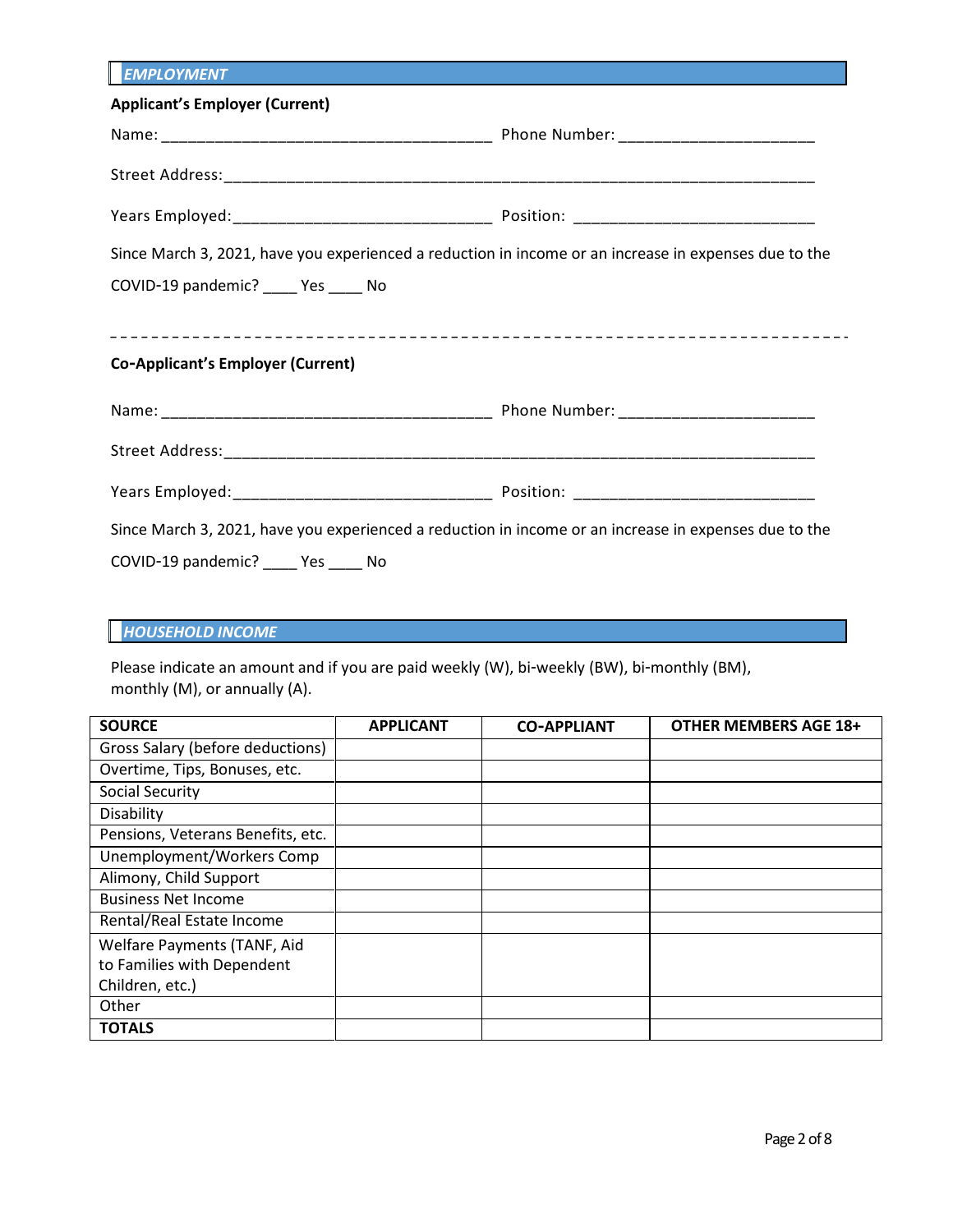## *EMPLOYMENT*

**Applicant's Employer (Current)**

Name: _____________________________________ Phone Number: ______________________

Street Address: ______________________________________________________________________

Years Employed: _____________________________ Position: ___________________________

Since March 3, 2021, have you experienced a reduction in income or an increase in expenses due to the COVID-19 pandemic? ____ Yes ____ No

---

**Co-Applicant's Employer (Current)**

Name: _____________________________________ Phone Number: ______________________

Street Address: ______________________________________________________________________

Years Employed: _____________________________ Position: ___________________________

Since March 3, 2021, have you experienced a reduction in income or an increase in expenses due to the COVID-19 pandemic? ____ Yes ____ No

## *HOUSEHOLD INCOME*

Please indicate an amount and if you are paid weekly (W), bi-weekly (BW), bi-monthly (BM), monthly (M), or annually (A).

| SOURCE | APPLICANT | CO-APPLIANT | OTHER MEMBERS AGE 18+ |
|---|---|---|---|
| Gross Salary (before deductions) | | | |
| Overtime, Tips, Bonuses, etc. | | | |
| Social Security | | | |
| Disability | | | |
| Pensions, Veterans Benefits, etc. | | | |
| Unemployment/Workers Comp | | | |
| Alimony, Child Support | | | |
| Business Net Income | | | |
| Rental/Real Estate Income | | | |
| Welfare Payments (TANF, Aid to Families with Dependent Children, etc.) | | | |
| Other | | | |
| **TOTALS** | | | |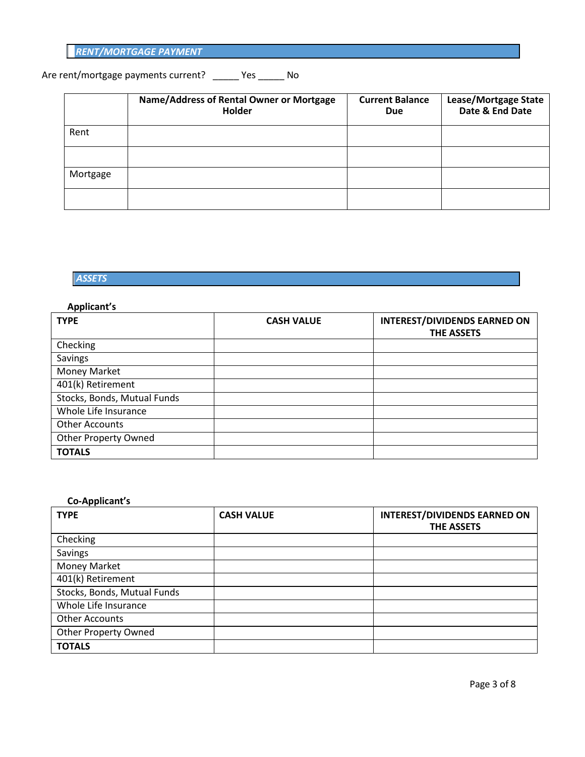## *RENT/MORTGAGE PAYMENT*

Are rent/mortgage payments current? _____ Yes _____ No

| | Name/Address of Rental Owner or Mortgage Holder | Current Balance Due | Lease/Mortgage State Date & End Date |
|---|---|---|---|
| Rent | | | |
| | | | |
| Mortgage | | | |
| | | | |

## *ASSETS*

**Applicant's**

| TYPE | CASH VALUE | INTEREST/DIVIDENDS EARNED ON THE ASSETS |
|---|---|---|
| Checking | | |
| Savings | | |
| Money Market | | |
| 401(k) Retirement | | |
| Stocks, Bonds, Mutual Funds | | |
| Whole Life Insurance | | |
| Other Accounts | | |
| Other Property Owned | | |
| **TOTALS** | | |

**Co-Applicant's**

| TYPE | CASH VALUE | INTEREST/DIVIDENDS EARNED ON THE ASSETS |
|---|---|---|
| Checking | | |
| Savings | | |
| Money Market | | |
| 401(k) Retirement | | |
| Stocks, Bonds, Mutual Funds | | |
| Whole Life Insurance | | |
| Other Accounts | | |
| Other Property Owned | | |
| **TOTALS** | | |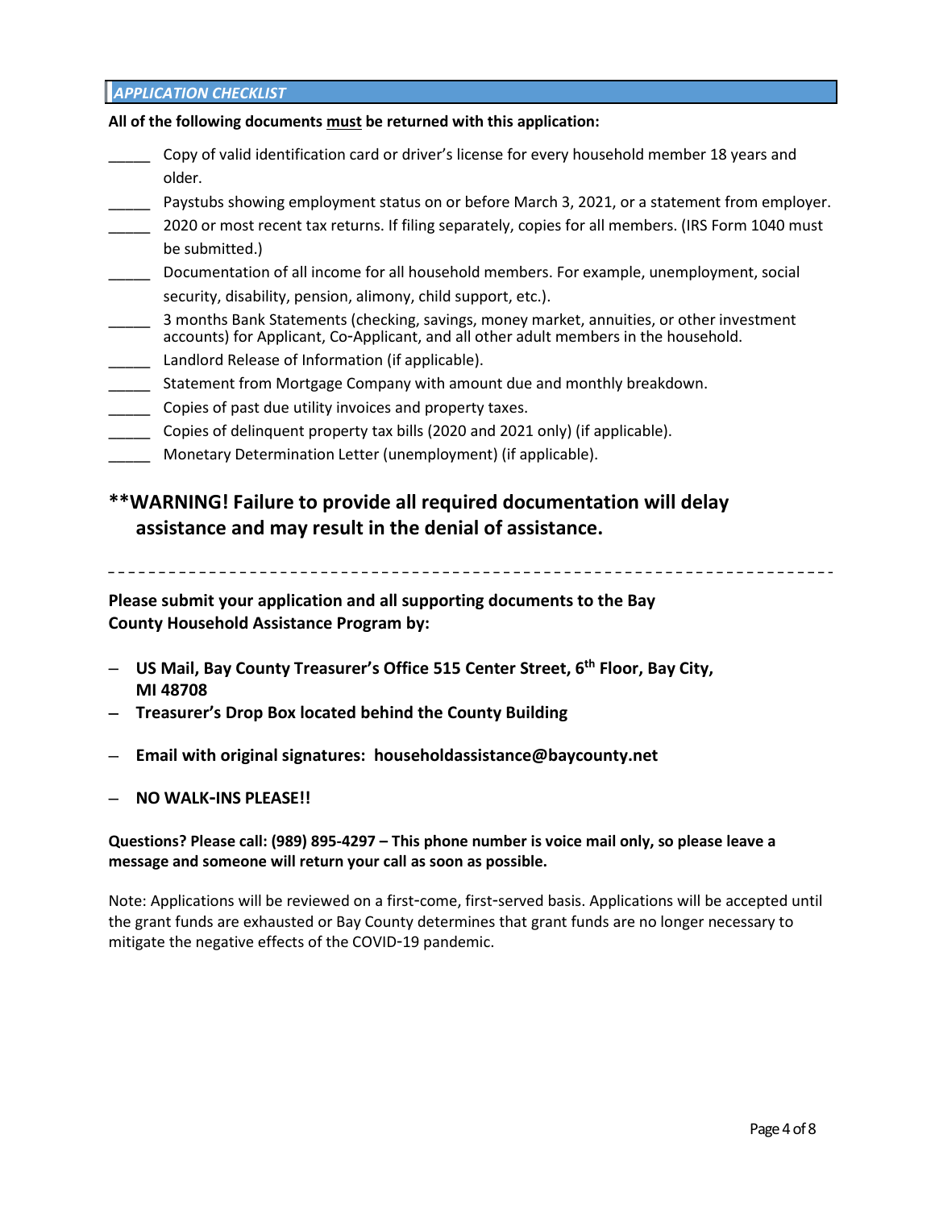## *APPLICATION CHECKLIST*

**All of the following documents must be returned with this application:**

- _____ Copy of valid identification card or driver's license for every household member 18 years and older.
- _____ Paystubs showing employment status on or before March 3, 2021, or a statement from employer.
- _____ 2020 or most recent tax returns. If filing separately, copies for all members. (IRS Form 1040 must be submitted.)
- _____ Documentation of all income for all household members. For example, unemployment, social security, disability, pension, alimony, child support, etc.).
- _____ 3 months Bank Statements (checking, savings, money market, annuities, or other investment accounts) for Applicant, Co-Applicant, and all other adult members in the household.
- _____ Landlord Release of Information (if applicable).
- _____ Statement from Mortgage Company with amount due and monthly breakdown.
- _____ Copies of past due utility invoices and property taxes.
- _____ Copies of delinquent property tax bills (2020 and 2021 only) (if applicable).
- _____ Monetary Determination Letter (unemployment) (if applicable).

### **WARNING! Failure to provide all required documentation will delay assistance and may result in the denial of assistance.

---

**Please submit your application and all supporting documents to the Bay County Household Assistance Program by:**

- **US Mail, Bay County Treasurer's Office 515 Center Street, 6th Floor, Bay City, MI 48708**
- **Treasurer's Drop Box located behind the County Building**
- **Email with original signatures: householdassistance@baycounty.net**
- **NO WALK-INS PLEASE!!**

**Questions? Please call: (989) 895-4297 – This phone number is voice mail only, so please leave a message and someone will return your call as soon as possible.**

Note: Applications will be reviewed on a first-come, first-served basis. Applications will be accepted until the grant funds are exhausted or Bay County determines that grant funds are no longer necessary to mitigate the negative effects of the COVID-19 pandemic.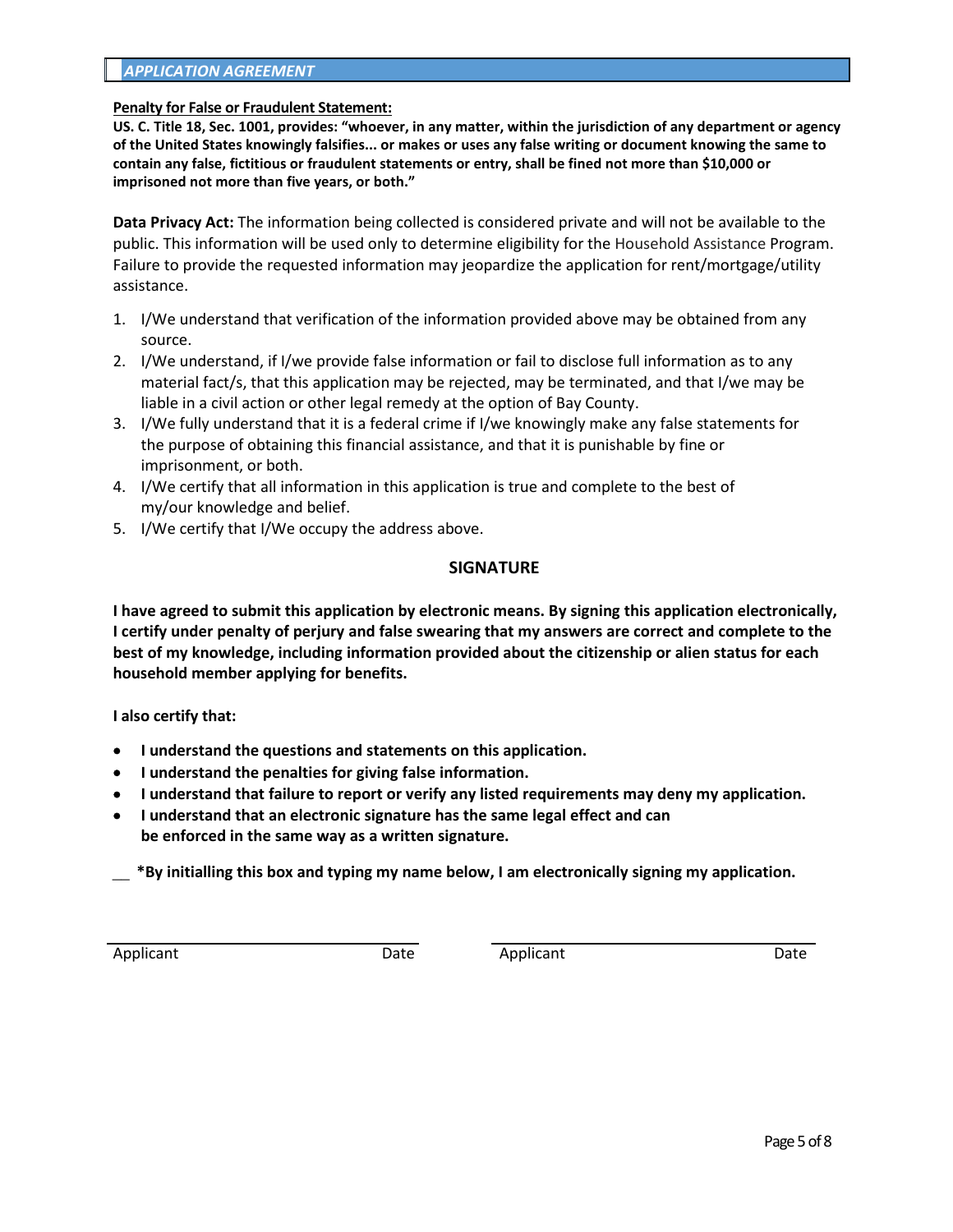## *APPLICATION AGREEMENT*

**Penalty for False or Fraudulent Statement:**

**US. C. Title 18, Sec. 1001, provides: "whoever, in any matter, within the jurisdiction of any department or agency of the United States knowingly falsifies... or makes or uses any false writing or document knowing the same to contain any false, fictitious or fraudulent statements or entry, shall be fined not more than $10,000 or imprisoned not more than five years, or both."**

**Data Privacy Act:** The information being collected is considered private and will not be available to the public. This information will be used only to determine eligibility for the Household Assistance Program. Failure to provide the requested information may jeopardize the application for rent/mortgage/utility assistance.

1. I/We understand that verification of the information provided above may be obtained from any source.
2. I/We understand, if I/we provide false information or fail to disclose full information as to any material fact/s, that this application may be rejected, may be terminated, and that I/we may be liable in a civil action or other legal remedy at the option of Bay County.
3. I/We fully understand that it is a federal crime if I/we knowingly make any false statements for the purpose of obtaining this financial assistance, and that it is punishable by fine or imprisonment, or both.
4. I/We certify that all information in this application is true and complete to the best of my/our knowledge and belief.
5. I/We certify that I/We occupy the address above.

### SIGNATURE

**I have agreed to submit this application by electronic means. By signing this application electronically, I certify under penalty of perjury and false swearing that my answers are correct and complete to the best of my knowledge, including information provided about the citizenship or alien status for each household member applying for benefits.**

**I also certify that:**

- **I understand the questions and statements on this application.**
- **I understand the penalties for giving false information.**
- **I understand that failure to report or verify any listed requirements may deny my application.**
- **I understand that an electronic signature has the same legal effect and can be enforced in the same way as a written signature.**

__ **\*By initialling this box and typing my name below, I am electronically signing my application.**

______________________________ ______________________________

Applicant Date Applicant Date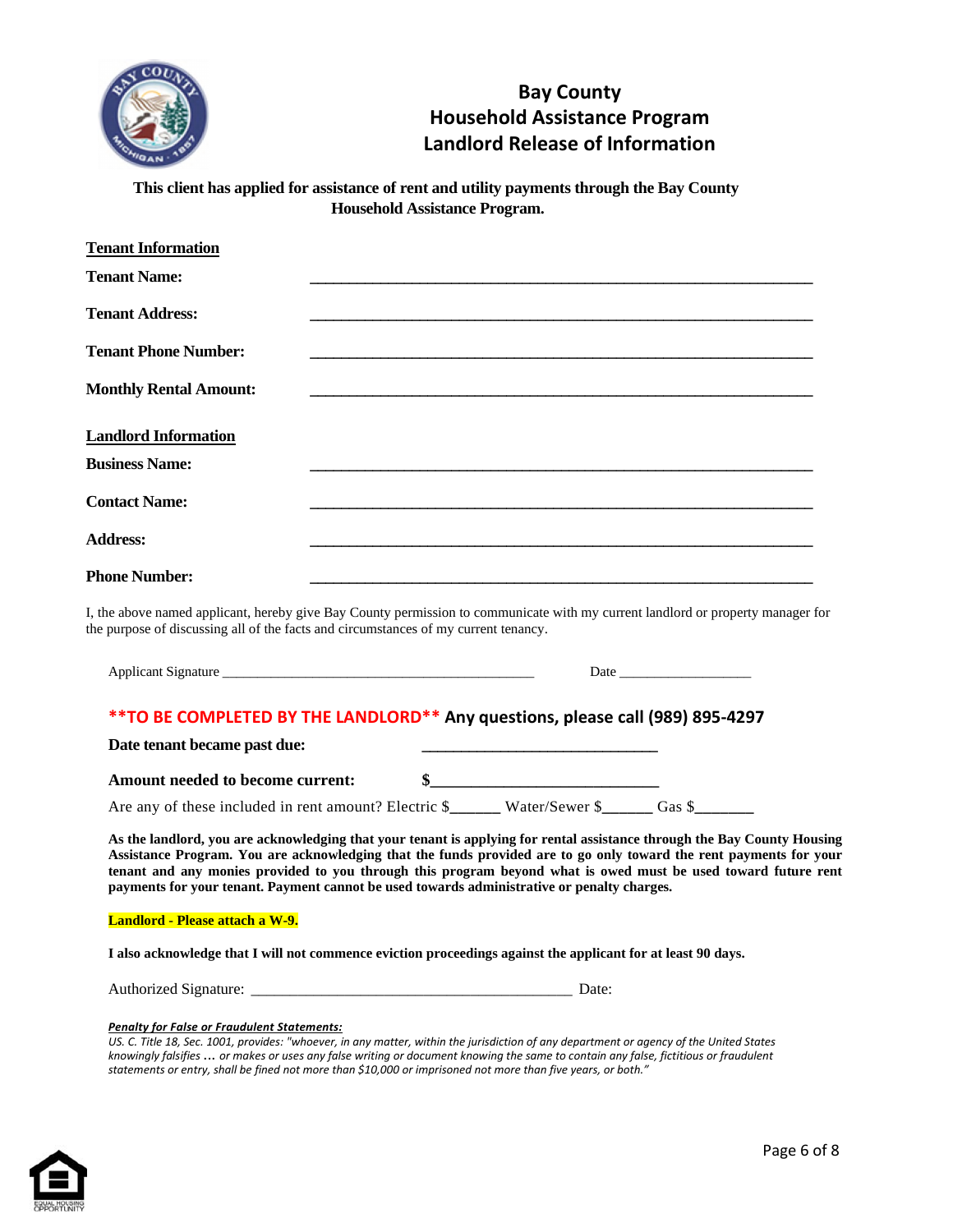# Bay County
# Household Assistance Program
# Landlord Release of Information

**This client has applied for assistance of rent and utility payments through the Bay County Household Assistance Program.**

**Tenant Information**

**Tenant Name:** ______________________________________________

**Tenant Address:** ______________________________________________

**Tenant Phone Number:** ______________________________________________

**Monthly Rental Amount:** ______________________________________________

**Landlord Information**

**Business Name:** ______________________________________________

**Contact Name:** ______________________________________________

**Address:** ______________________________________________

**Phone Number:** ______________________________________________

I, the above named applicant, hereby give Bay County permission to communicate with my current landlord or property manager for the purpose of discussing all of the facts and circumstances of my current tenancy.

Applicant Signature ____________________________________________ Date __________________

**\*\*TO BE COMPLETED BY THE LANDLORD\*\* Any questions, please call (989) 895-4297**

**Date tenant became past due:** ____________________________

**Amount needed to become current:** $____________________________

Are any of these included in rent amount? Electric $______ Water/Sewer $______ Gas $_______

**As the landlord, you are acknowledging that your tenant is applying for rental assistance through the Bay County Housing Assistance Program. You are acknowledging that the funds provided are to go only toward the rent payments for your tenant and any monies provided to you through this program beyond what is owed must be used toward future rent payments for your tenant. Payment cannot be used towards administrative or penalty charges.**

**Landlord - Please attach a W-9.**

**I also acknowledge that I will not commence eviction proceedings against the applicant for at least 90 days.**

Authorized Signature: ________________________________________ Date:

***Penalty for False or Fraudulent Statements:***

*US. C. Title 18, Sec. 1001, provides: "whoever, in any matter, within the jurisdiction of any department or agency of the United States knowingly falsifies … or makes or uses any false writing or document knowing the same to contain any false, fictitious or fraudulent statements or entry, shall be fined not more than $10,000 or imprisoned not more than five years, or both."*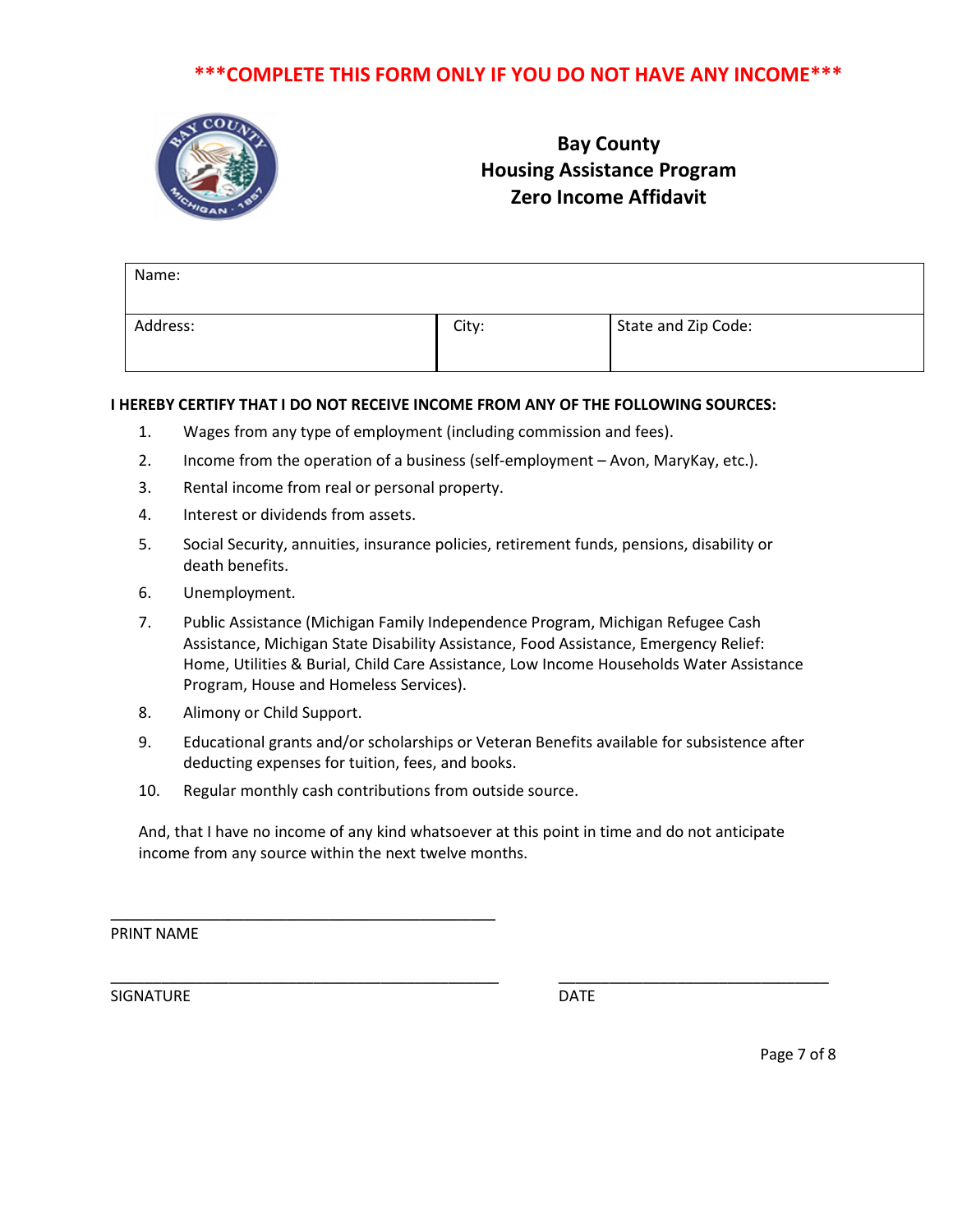**\*\*\*COMPLETE THIS FORM ONLY IF YOU DO NOT HAVE ANY INCOME\*\*\***

# Bay County
## Housing Assistance Program
## Zero Income Affidavit

| Name: | | |
|---|---|---|
| Address: | City: | State and Zip Code: |

**I HEREBY CERTIFY THAT I DO NOT RECEIVE INCOME FROM ANY OF THE FOLLOWING SOURCES:**

1. Wages from any type of employment (including commission and fees).
2. Income from the operation of a business (self-employment – Avon, MaryKay, etc.).
3. Rental income from real or personal property.
4. Interest or dividends from assets.
5. Social Security, annuities, insurance policies, retirement funds, pensions, disability or death benefits.
6. Unemployment.
7. Public Assistance (Michigan Family Independence Program, Michigan Refugee Cash Assistance, Michigan State Disability Assistance, Food Assistance, Emergency Relief: Home, Utilities & Burial, Child Care Assistance, Low Income Households Water Assistance Program, House and Homeless Services).
8. Alimony or Child Support.
9. Educational grants and/or scholarships or Veteran Benefits available for subsistence after deducting expenses for tuition, fees, and books.
10. Regular monthly cash contributions from outside source.

And, that I have no income of any kind whatsoever at this point in time and do not anticipate income from any source within the next twelve months.

_______________________________________________
PRINT NAME

_______________________________________________ _________________________________
SIGNATURE DATE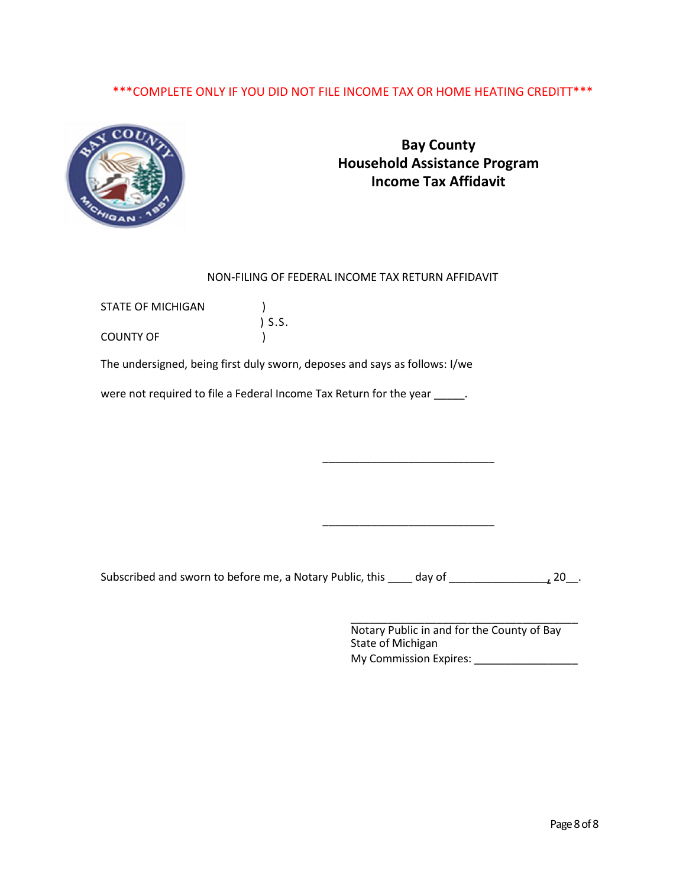***COMPLETE ONLY IF YOU DID NOT FILE INCOME TAX OR HOME HEATING CREDITT***

**Bay County**
**Household Assistance Program**
**Income Tax Affidavit**

NON-FILING OF FEDERAL INCOME TAX RETURN AFFIDAVIT

STATE OF MICHIGAN )
) S.S.
COUNTY OF )

The undersigned, being first duly sworn, deposes and says as follows: I/we

were not required to file a Federal Income Tax Return for the year _____.

_____________________________

_____________________________

Subscribed and sworn to before me, a Notary Public, this ____ day of ________________, 20__.

_________________________________________
Notary Public in and for the County of Bay
State of Michigan
My Commission Expires: _________________